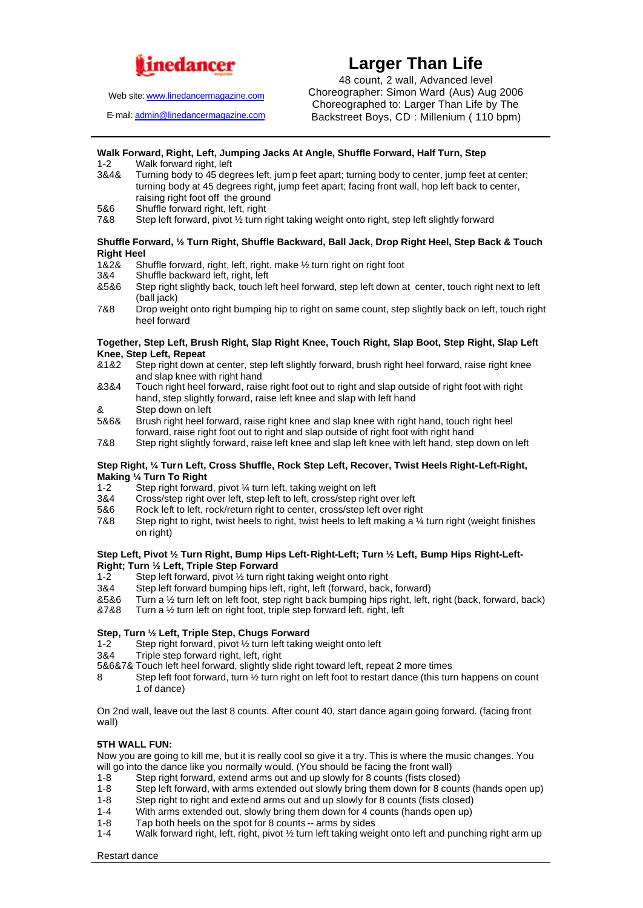Linedancer

Web site: www.linedancermagazine.com

E-mail: admin@linedancermagazine.com

# Larger Than Life

48 count, 2 wall, Advanced level
Choreographer: Simon Ward (Aus) Aug 2006
Choreographed to: Larger Than Life by The Backstreet Boys, CD : Millenium ( 110 bpm)

**Walk Forward, Right, Left, Jumping Jacks At Angle, Shuffle Forward, Half Turn, Step**

| | |
|---|---|
| 1-2 | Walk forward right, left |
| 3&4& | Turning body to 45 degrees left, jump feet apart; turning body to center, jump feet at center; turning body at 45 degrees right, jump feet apart; facing front wall, hop left back to center, raising right foot off the ground |
| 5&6 | Shuffle forward right, left, right |
| 7&8 | Step left forward, pivot ½ turn right taking weight onto right, step left slightly forward |

**Shuffle Forward, ½ Turn Right, Shuffle Backward, Ball Jack, Drop Right Heel, Step Back & Touch Right Heel**

| | |
|---|---|
| 1&2& | Shuffle forward, right, left, right, make ½ turn right on right foot |
| 3&4 | Shuffle backward left, right, left |
| &5&6 | Step right slightly back, touch left heel forward, step left down at center, touch right next to left (ball jack) |
| 7&8 | Drop weight onto right bumping hip to right on same count, step slightly back on left, touch right heel forward |

**Together, Step Left, Brush Right, Slap Right Knee, Touch Right, Slap Boot, Step Right, Slap Left Knee, Step Left, Repeat**

| | |
|---|---|
| &1&2 | Step right down at center, step left slightly forward, brush right heel forward, raise right knee and slap knee with right hand |
| &3&4 | Touch right heel forward, raise right foot out to right and slap outside of right foot with right hand, step slightly forward, raise left knee and slap with left hand |
| & | Step down on left |
| 5&6& | Brush right heel forward, raise right knee and slap knee with right hand, touch right heel forward, raise right foot out to right and slap outside of right foot with right hand |
| 7&8 | Step right slightly forward, raise left knee and slap left knee with left hand, step down on left |

**Step Right, ¼ Turn Left, Cross Shuffle, Rock Step Left, Recover, Twist Heels Right-Left-Right, Making ¼ Turn To Right**

| | |
|---|---|
| 1-2 | Step right forward, pivot ¼ turn left, taking weight on left |
| 3&4 | Cross/step right over left, step left to left, cross/step right over left |
| 5&6 | Rock left to left, rock/return right to center, cross/step left over right |
| 7&8 | Step right to right, twist heels to right, twist heels to left making a ¼ turn right (weight finishes on right) |

**Step Left, Pivot ½ Turn Right, Bump Hips Left-Right-Left; Turn ½ Left, Bump Hips Right-Left-Right; Turn ½ Left, Triple Step Forward**

| | |
|---|---|
| 1-2 | Step left forward, pivot ½ turn right taking weight onto right |
| 3&4 | Step left forward bumping hips left, right, left (forward, back, forward) |
| &5&6 | Turn a ½ turn left on left foot, step right back bumping hips right, left, right (back, forward, back) |
| &7&8 | Turn a ½ turn left on right foot, triple step forward left, right, left |

**Step, Turn ½ Left, Triple Step, Chugs Forward**

| | |
|---|---|
| 1-2 | Step right forward, pivot ½ turn left taking weight onto left |
| 3&4 | Triple step forward right, left, right |
| 5&6&7& | Touch left heel forward, slightly slide right toward left, repeat 2 more times |
| 8 | Step left foot forward, turn ½ turn right on left foot to restart dance (this turn happens on count 1 of dance) |

On 2nd wall, leave out the last 8 counts. After count 40, start dance again going forward. (facing front wall)

**5TH WALL FUN:**

Now you are going to kill me, but it is really cool so give it a try. This is where the music changes. You will go into the dance like you normally would. (You should be facing the front wall)

| | |
|---|---|
| 1-8 | Step right forward, extend arms out and up slowly for 8 counts (fists closed) |
| 1-8 | Step left forward, with arms extended out slowly bring them down for 8 counts (hands open up) |
| 1-8 | Step right to right and extend arms out and up slowly for 8 counts (fists closed) |
| 1-4 | With arms extended out, slowly bring them down for 4 counts (hands open up) |
| 1-8 | Tap both heels on the spot for 8 counts -- arms by sides |
| 1-4 | Walk forward right, left, right, pivot ½ turn left taking weight onto left and punching right arm up |

Restart dance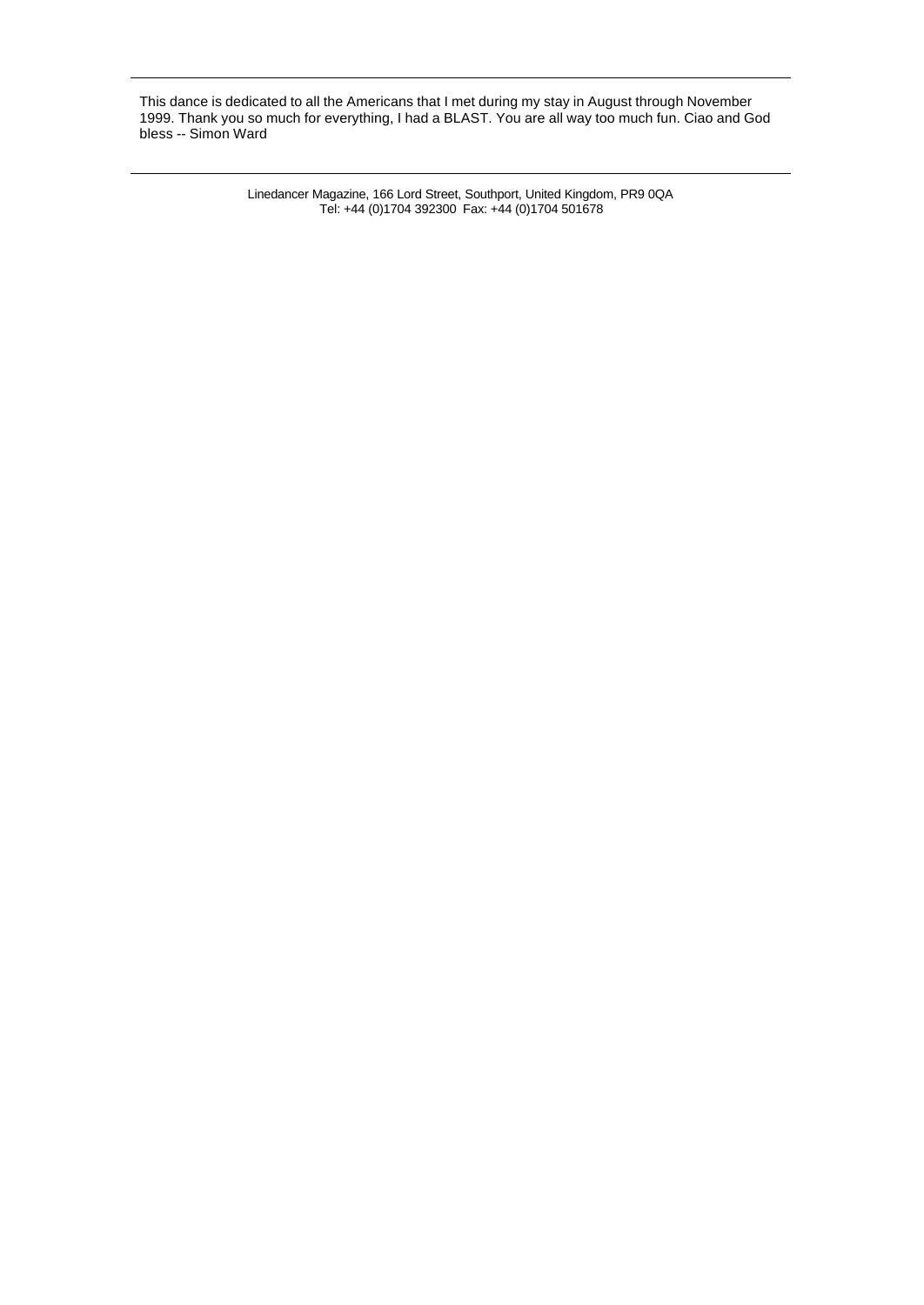This dance is dedicated to all the Americans that I met during my stay in August through November 1999. Thank you so much for everything, I had a BLAST. You are all way too much fun. Ciao and God bless -- Simon Ward

---

Linedancer Magazine, 166 Lord Street, Southport, United Kingdom, PR9 0QA
Tel: +44 (0)1704 392300 Fax: +44 (0)1704 501678